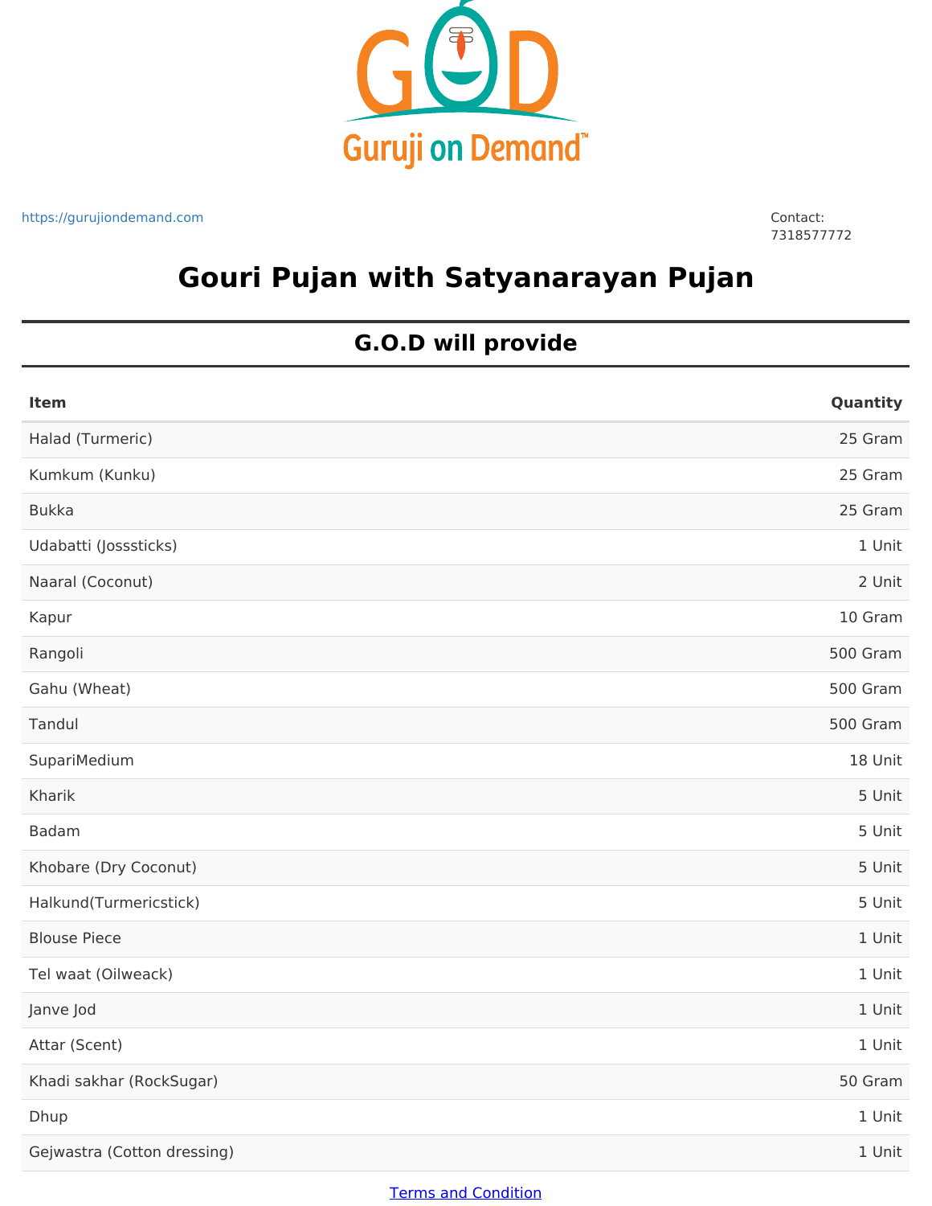Guruji on Demand™

https://gurujiondemand.com

Contact: 7318577772

# Gouri Pujan with Satyanarayan Pujan

## G.O.D will provide

| Item | Quantity |
|---|---|
| Halad (Turmeric) | 25 Gram |
| Kumkum (Kunku) | 25 Gram |
| Bukka | 25 Gram |
| Udabatti (Josssticks) | 1 Unit |
| Naaral (Coconut) | 2 Unit |
| Kapur | 10 Gram |
| Rangoli | 500 Gram |
| Gahu (Wheat) | 500 Gram |
| Tandul | 500 Gram |
| SupariMedium | 18 Unit |
| Kharik | 5 Unit |
| Badam | 5 Unit |
| Khobare (Dry Coconut) | 5 Unit |
| Halkund(Turmericstick) | 5 Unit |
| Blouse Piece | 1 Unit |
| Tel waat (Oilweack) | 1 Unit |
| Janve Jod | 1 Unit |
| Attar (Scent) | 1 Unit |
| Khadi sakhar (RockSugar) | 50 Gram |
| Dhup | 1 Unit |
| Gejwastra (Cotton dressing) | 1 Unit |

Terms and Condition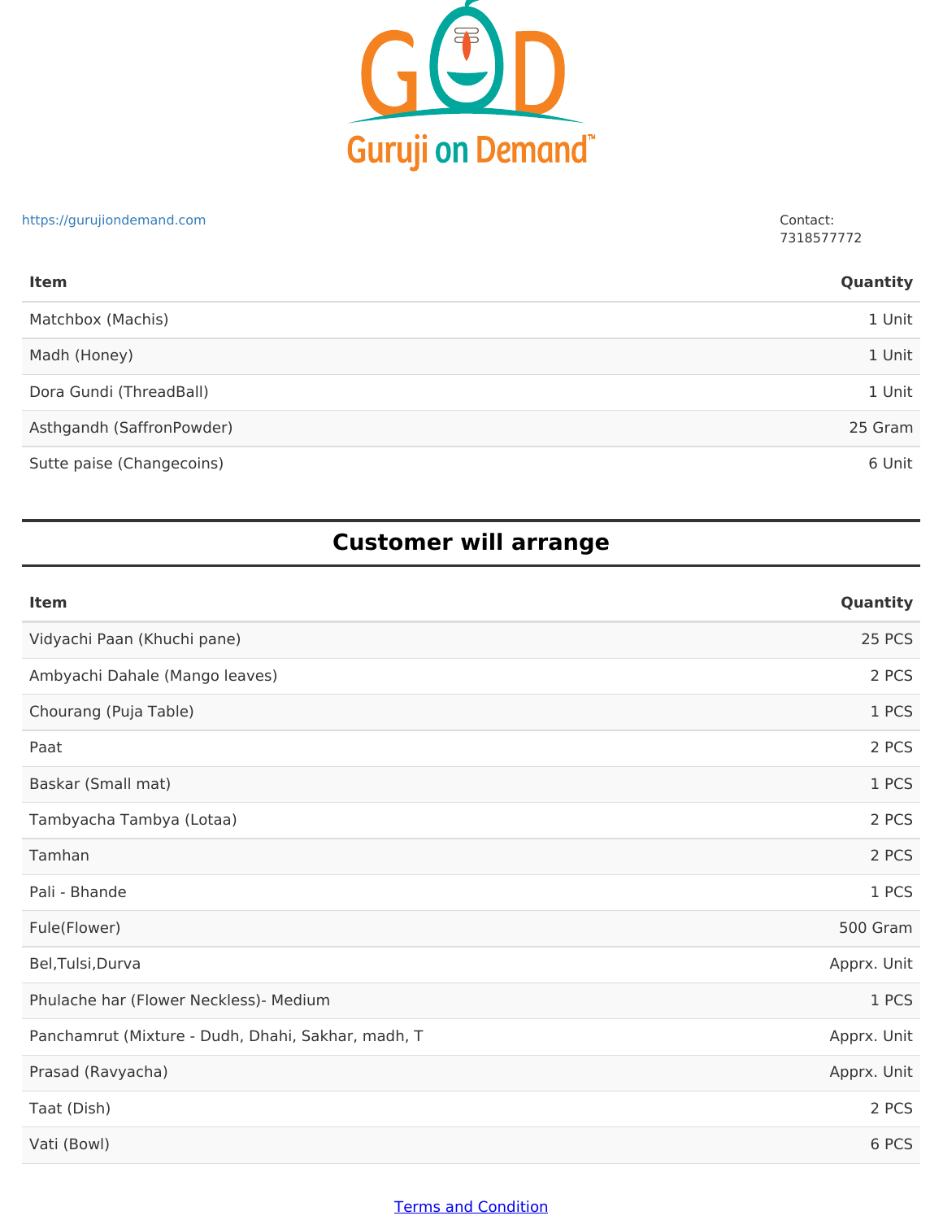Guruji on Demand™

https://gurujiondemand.com

Contact:
7318577772

| Item | Quantity |
| --- | --- |
| Matchbox (Machis) | 1 Unit |
| Madh (Honey) | 1 Unit |
| Dora Gundi (ThreadBall) | 1 Unit |
| Asthgandh (SaffronPowder) | 25 Gram |
| Sutte paise (Changecoins) | 6 Unit |

## Customer will arrange

| Item | Quantity |
| --- | --- |
| Vidyachi Paan (Khuchi pane) | 25 PCS |
| Ambyachi Dahale (Mango leaves) | 2 PCS |
| Chourang (Puja Table) | 1 PCS |
| Paat | 2 PCS |
| Baskar (Small mat) | 1 PCS |
| Tambyacha Tambya (Lotaa) | 2 PCS |
| Tamhan | 2 PCS |
| Pali - Bhande | 1 PCS |
| Fule(Flower) | 500 Gram |
| Bel,Tulsi,Durva | Apprx. Unit |
| Phulache har (Flower Neckless)- Medium | 1 PCS |
| Panchamrut (Mixture - Dudh, Dhahi, Sakhar, madh, T | Apprx. Unit |
| Prasad (Ravyacha) | Apprx. Unit |
| Taat (Dish) | 2 PCS |
| Vati (Bowl) | 6 PCS |

Terms and Condition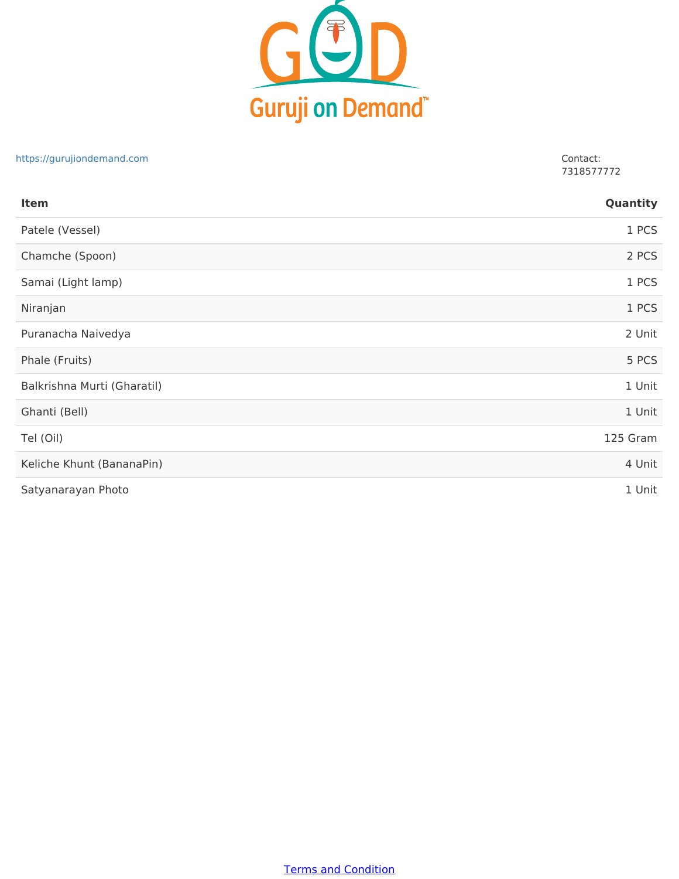Guruji on Demand™

https://gurujiondemand.com

Contact:
7318577772

| Item | Quantity |
|---|---|
| Patele (Vessel) | 1 PCS |
| Chamche (Spoon) | 2 PCS |
| Samai (Light lamp) | 1 PCS |
| Niranjan | 1 PCS |
| Puranacha Naivedya | 2 Unit |
| Phale (Fruits) | 5 PCS |
| Balkrishna Murti (Gharatil) | 1 Unit |
| Ghanti (Bell) | 1 Unit |
| Tel (Oil) | 125 Gram |
| Keliche Khunt (BananaPin) | 4 Unit |
| Satyanarayan Photo | 1 Unit |

Terms and Condition